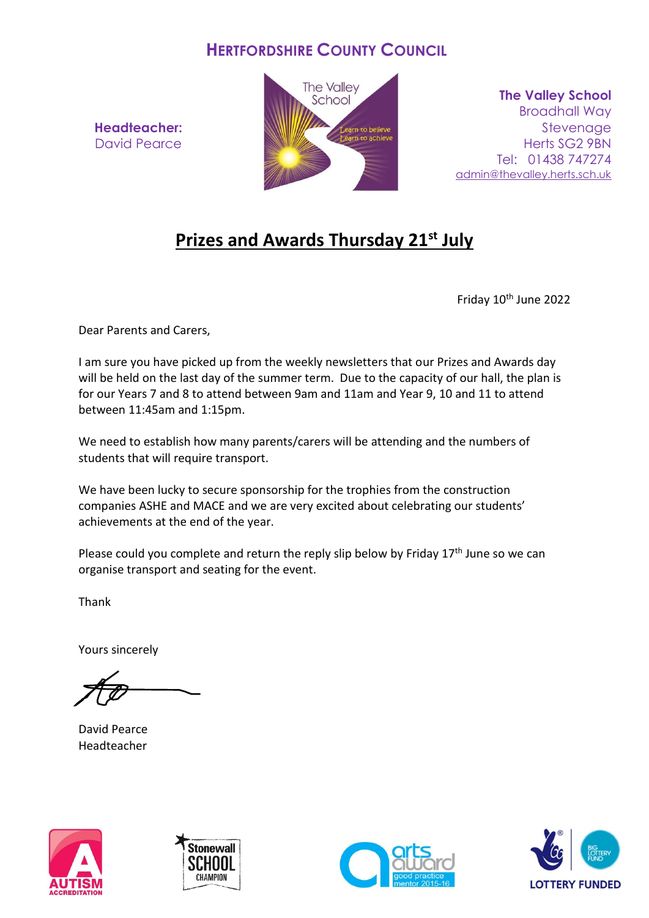**HERTFORDSHIRE COUNTY COUNCIL**

**Headteacher:**
David Pearce

The Valley School
Learn to believe
Learn to achieve

**The Valley School**
Broadhall Way
Stevenage
Herts SG2 9BN
Tel: 01438 747274
admin@thevalley.herts.sch.uk

# Prizes and Awards Thursday 21st July

Friday 10th June 2022

Dear Parents and Carers,

I am sure you have picked up from the weekly newsletters that our Prizes and Awards day will be held on the last day of the summer term. Due to the capacity of our hall, the plan is for our Years 7 and 8 to attend between 9am and 11am and Year 9, 10 and 11 to attend between 11:45am and 1:15pm.

We need to establish how many parents/carers will be attending and the numbers of students that will require transport.

We have been lucky to secure sponsorship for the trophies from the construction companies ASHE and MACE and we are very excited about celebrating our students' achievements at the end of the year.

Please could you complete and return the reply slip below by Friday 17th June so we can organise transport and seating for the event.

Thank

Yours sincerely

David Pearce
Headteacher

AUTISM ACCREDITATION

Stonewall SCHOOL CHAMPION

arts award good practice mentor 2015-16

BIG LOTTERY FUND
LOTTERY FUNDED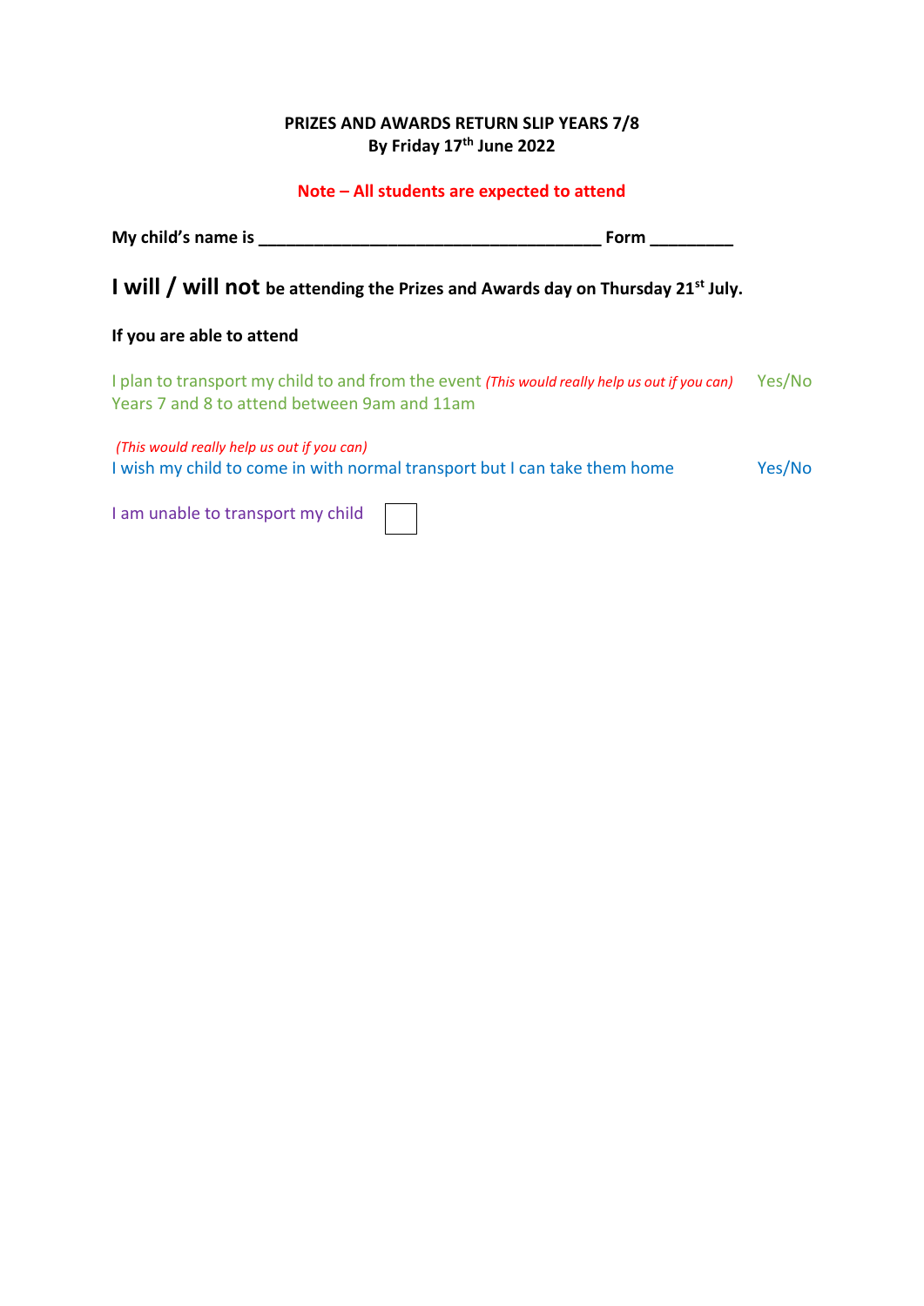**PRIZES AND AWARDS RETURN SLIP YEARS 7/8**
**By Friday 17th June 2022**

**Note – All students are expected to attend**

**My child's name is \_\_\_\_\_\_\_\_\_\_\_\_\_\_\_\_\_\_\_\_\_\_\_\_\_\_\_\_\_\_\_\_\_\_\_\_\_\_ Form \_\_\_\_\_\_\_\_\_**

**I will / will not be attending the Prizes and Awards day on Thursday 21st July.**

**If you are able to attend**

I plan to transport my child to and from the event *(This would really help us out if you can)* Yes/No
Years 7 and 8 to attend between 9am and 11am

*(This would really help us out if you can)*
I wish my child to come in with normal transport but I can take them home Yes/No

I am unable to transport my child ☐